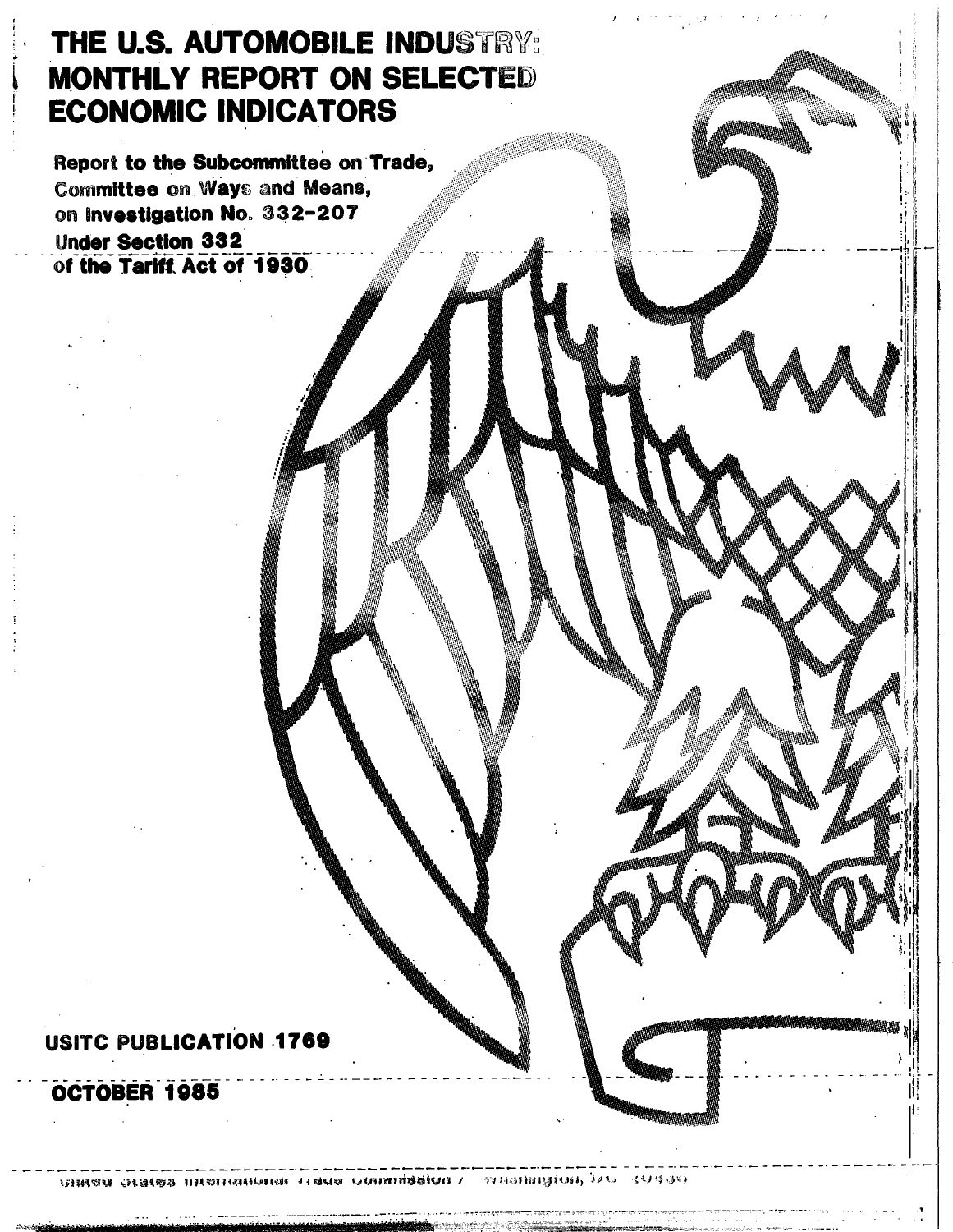# THE U.S. AUTOMOBILE INDUSTRY: MONTHLY REPORT ON SELECTED ECONOMIC INDICATORS

**Report to the Subcommittee on Trade, Committee on Ways and Means, on Investigation No. 332-207 Under Section 332 of the Tariff Act of 1930**

**USITC PUBLICATION 1769**

**OCTOBER 1985**

United States International Trade Commission / Washington, DC 20436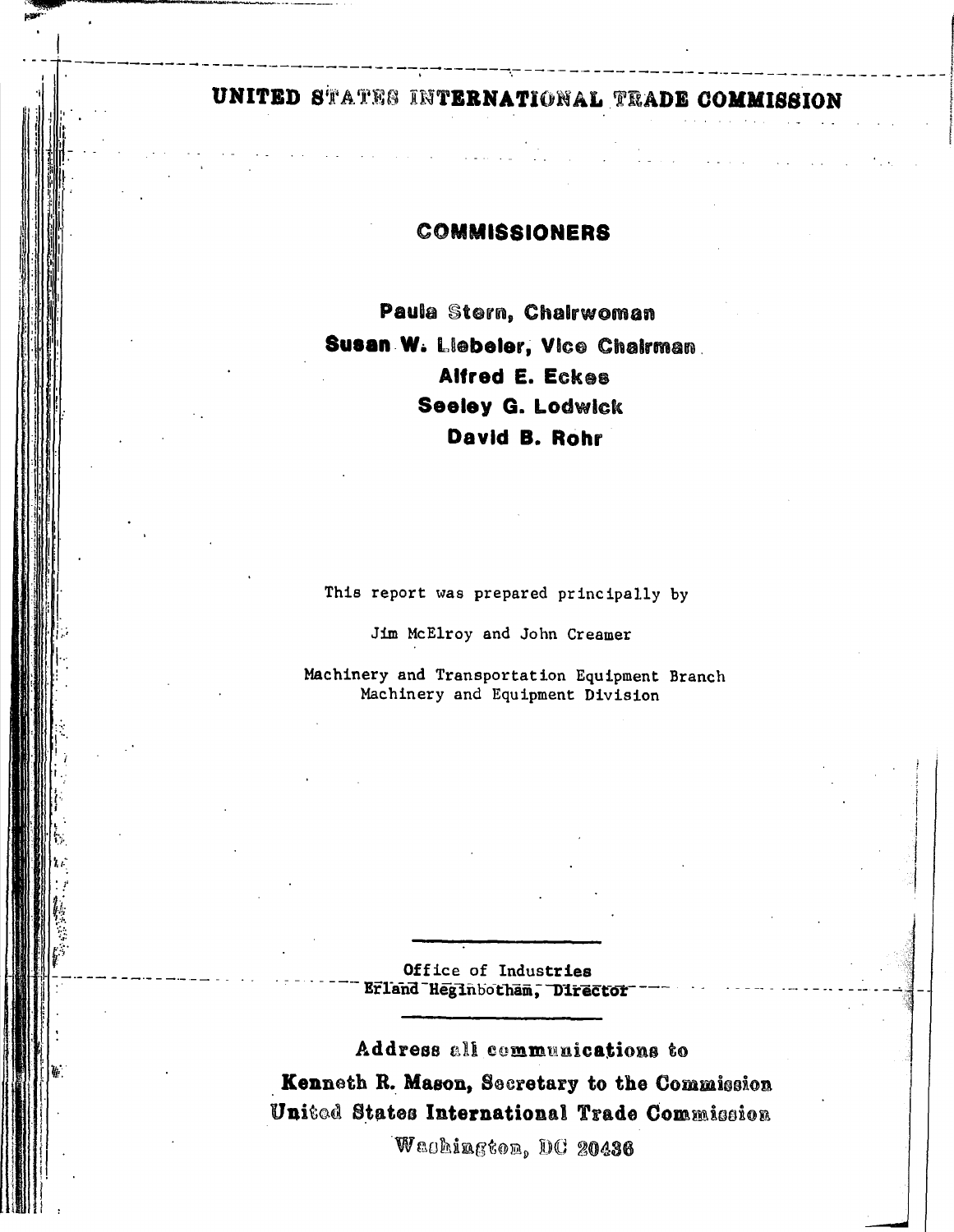# UNITED STATES INTERNATIONAL TRADE COMMISSION

## COMMISSIONERS

**Paula Stern, Chairwoman**
**Susan W. Liebeler, Vice Chairman**
**Alfred E. Eckes**
**Seeley G. Lodwick**
**David B. Rohr**

This report was prepared principally by

Jim McElroy and John Creamer

Machinery and Transportation Equipment Branch
Machinery and Equipment Division

---

Office of Industries
Erland Heginbotham, Director

---

**Address all communications to**
**Kenneth R. Mason, Secretary to the Commission**
**United States International Trade Commission**
**Washington, DC 20436**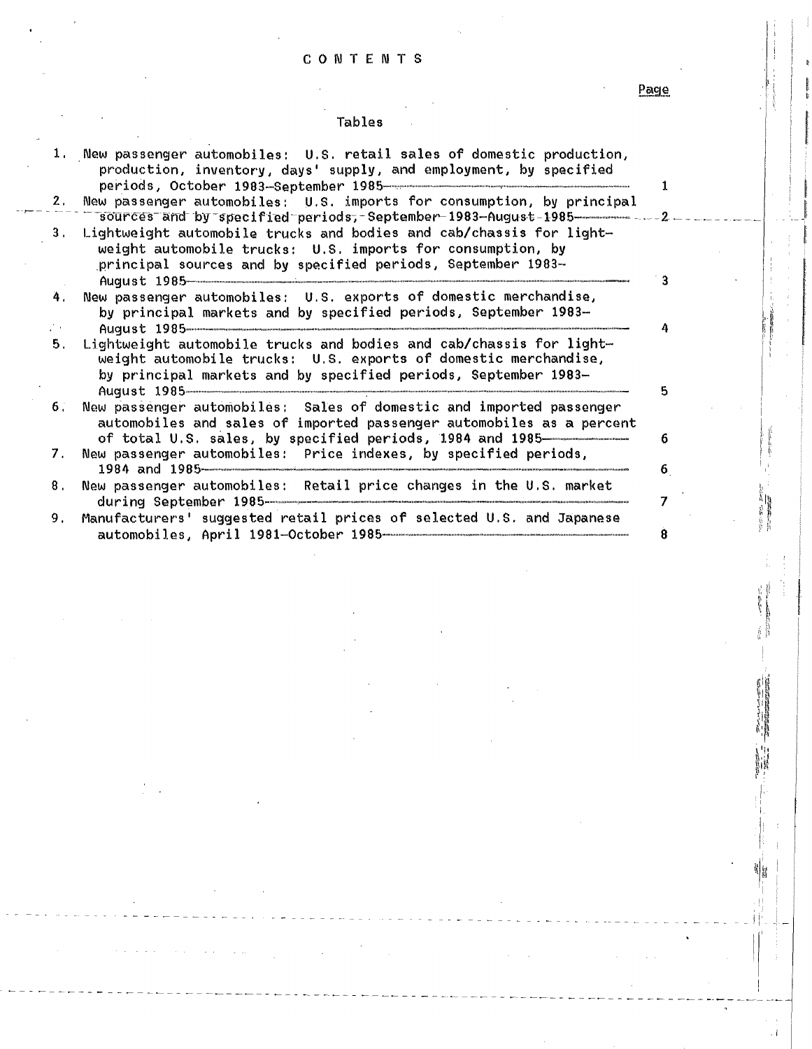# CONTENTS

Page

## Tables

| | | Page |
|---|---|---|
| 1. | New passenger automobiles: U.S. retail sales of domestic production, production, inventory, days' supply, and employment, by specified periods, October 1983–September 1985 | 1 |
| 2. | New passenger automobiles: U.S. imports for consumption, by principal sources and by specified periods, September 1983–August 1985 | 2 |
| 3. | Lightweight automobile trucks and bodies and cab/chassis for lightweight automobile trucks: U.S. imports for consumption, by principal sources and by specified periods, September 1983–August 1985 | 3 |
| 4. | New passenger automobiles: U.S. exports of domestic merchandise, by principal markets and by specified periods, September 1983–August 1985 | 4 |
| 5. | Lightweight automobile trucks and bodies and cab/chassis for lightweight automobile trucks: U.S. exports of domestic merchandise, by principal markets and by specified periods, September 1983–August 1985 | 5 |
| 6. | New passenger automobiles: Sales of domestic and imported passenger automobiles and sales of imported passenger automobiles as a percent of total U.S. sales, by specified periods, 1984 and 1985 | 6 |
| 7. | New passenger automobiles: Price indexes, by specified periods, 1984 and 1985 | 6 |
| 8. | New passenger automobiles: Retail price changes in the U.S. market during September 1985 | 7 |
| 9. | Manufacturers' suggested retail prices of selected U.S. and Japanese automobiles, April 1981–October 1985 | 8 |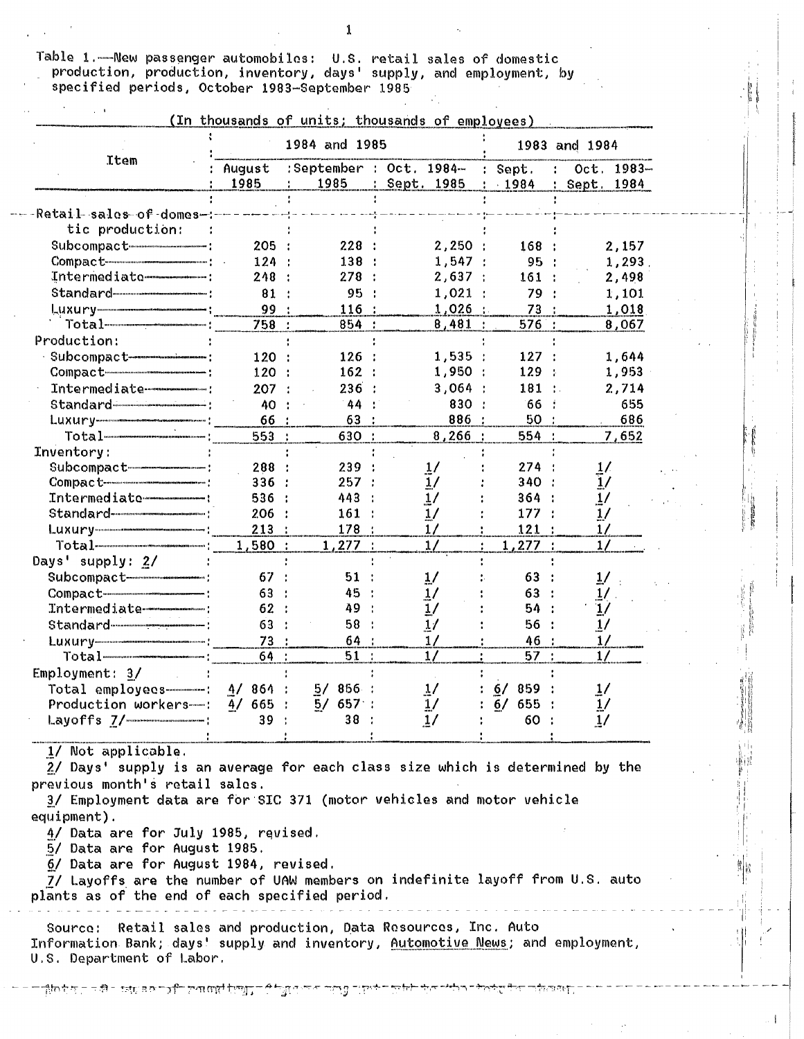Table 1.—New passenger automobiles: U.S. retail sales of domestic production, production, inventory, days' supply, and employment, by specified periods, October 1983–September 1985

(In thousands of units; thousands of employees)

| Item | 1984 and 1985 | | | 1983 and 1984 | |
|---|---|---|---|---|---|
| | August 1985 | September 1985 | Oct. 1984–Sept. 1985 | Sept. 1984 | Oct. 1983–Sept. 1984 |
| Retail sales of domestic production: | | | | | |
| Subcompact | 205 | 228 | 2,250 | 168 | 2,157 |
| Compact | 124 | 138 | 1,547 | 95 | 1,293 |
| Intermediate | 248 | 278 | 2,637 | 161 | 2,498 |
| Standard | 81 | 95 | 1,021 | 79 | 1,101 |
| Luxury | 99 | 116 | 1,026 | 73 | 1,018 |
| Total | 758 | 854 | 8,481 | 576 | 8,067 |
| Production: | | | | | |
| Subcompact | 120 | 126 | 1,535 | 127 | 1,644 |
| Compact | 120 | 162 | 1,950 | 129 | 1,953 |
| Intermediate | 207 | 236 | 3,064 | 181 | 2,714 |
| Standard | 40 | 44 | 830 | 66 | 655 |
| Luxury | 66 | 63 | 886 | 50 | 686 |
| Total | 553 | 630 | 8,266 | 554 | 7,652 |
| Inventory: | | | | | |
| Subcompact | 288 | 239 | 1/ | 274 | 1/ |
| Compact | 336 | 257 | 1/ | 340 | 1/ |
| Intermediate | 536 | 443 | 1/ | 364 | 1/ |
| Standard | 206 | 161 | 1/ | 177 | 1/ |
| Luxury | 213 | 178 | 1/ | 121 | 1/ |
| Total | 1,580 | 1,277 | 1/ | 1,277 | 1/ |
| Days' supply: 2/ | | | | | |
| Subcompact | 67 | 51 | 1/ | 63 | 1/ |
| Compact | 63 | 45 | 1/ | 63 | 1/ |
| Intermediate | 62 | 49 | 1/ | 54 | 1/ |
| Standard | 63 | 58 | 1/ | 56 | 1/ |
| Luxury | 73 | 64 | 1/ | 46 | 1/ |
| Total | 64 | 51 | 1/ | 57 | 1/ |
| Employment: 3/ | | | | | |
| Total employees | 4/ 864 | 5/ 856 | 1/ | 6/ 859 | 1/ |
| Production workers | 4/ 665 | 5/ 657 | 1/ | 6/ 655 | 1/ |
| Layoffs 7/ | 39 | 38 | 1/ | 60 | 1/ |

1/ Not applicable.

2/ Days' supply is an average for each class size which is determined by the previous month's retail sales.

3/ Employment data are for SIC 371 (motor vehicles and motor vehicle equipment).

4/ Data are for July 1985, revised.

5/ Data are for August 1985.

6/ Data are for August 1984, revised.

7/ Layoffs are the number of UAW members on indefinite layoff from U.S. auto plants as of the end of each specified period.

Source: Retail sales and production, Data Resources, Inc. Auto Information Bank; days' supply and inventory, Automotive News; and employment, U.S. Department of Labor.

Note.—Because of rounding, figures may not add to the totals shown.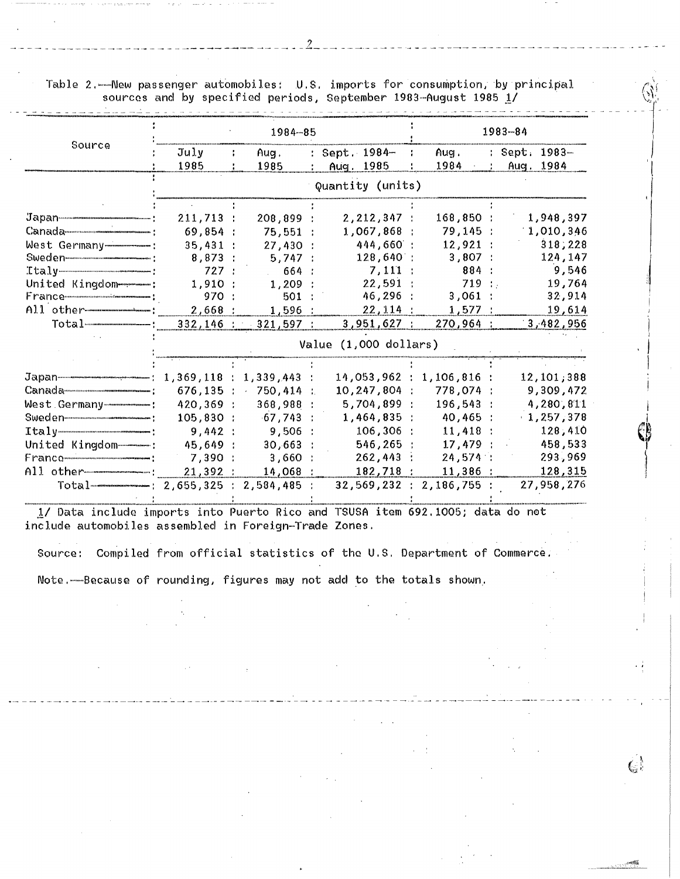Table 2.—New passenger automobiles: U.S. imports for consumption, by principal sources and by specified periods, September 1983–August 1985 1/

| Source | 1984–85 | | | 1983–84 | |
|---|---|---|---|---|---|
| | July 1985 | Aug. 1985 | Sept. 1984–Aug. 1985 | Aug. 1984 | Sept. 1983–Aug. 1984 |
| | Quantity (units) | | | | |
| Japan | 211,713 | 208,899 | 2,212,347 | 168,850 | 1,948,397 |
| Canada | 69,854 | 75,551 | 1,067,868 | 79,145 | 1,010,346 |
| West Germany | 35,431 | 27,430 | 444,660 | 12,921 | 318,228 |
| Sweden | 8,873 | 5,747 | 128,640 | 3,807 | 124,147 |
| Italy | 727 | 664 | 7,111 | 884 | 9,546 |
| United Kingdom | 1,910 | 1,209 | 22,591 | 719 | 19,764 |
| France | 970 | 501 | 46,296 | 3,061 | 32,914 |
| All other | 2,668 | 1,596 | 22,114 | 1,577 | 19,614 |
| Total | 332,146 | 321,597 | 3,951,627 | 270,964 | 3,482,956 |
| | Value (1,000 dollars) | | | | |
| Japan | 1,369,118 | 1,339,443 | 14,053,962 | 1,106,816 | 12,101,388 |
| Canada | 676,135 | 750,414 | 10,247,804 | 778,074 | 9,309,472 |
| West Germany | 420,369 | 368,988 | 5,704,899 | 196,543 | 4,280,811 |
| Sweden | 105,830 | 67,743 | 1,464,835 | 40,465 | 1,257,378 |
| Italy | 9,442 | 9,506 | 106,306 | 11,418 | 128,410 |
| United Kingdom | 45,649 | 30,663 | 546,265 | 17,479 | 458,533 |
| France | 7,390 | 3,660 | 262,443 | 24,574 | 293,969 |
| All other | 21,392 | 14,068 | 182,718 | 11,386 | 128,315 |
| Total | 2,655,325 | 2,584,485 | 32,569,232 | 2,186,755 | 27,958,276 |

1/ Data include imports into Puerto Rico and TSUSA item 692.1005; data do not include automobiles assembled in Foreign-Trade Zones.

Source: Compiled from official statistics of the U.S. Department of Commerce.

Note.—Because of rounding, figures may not add to the totals shown.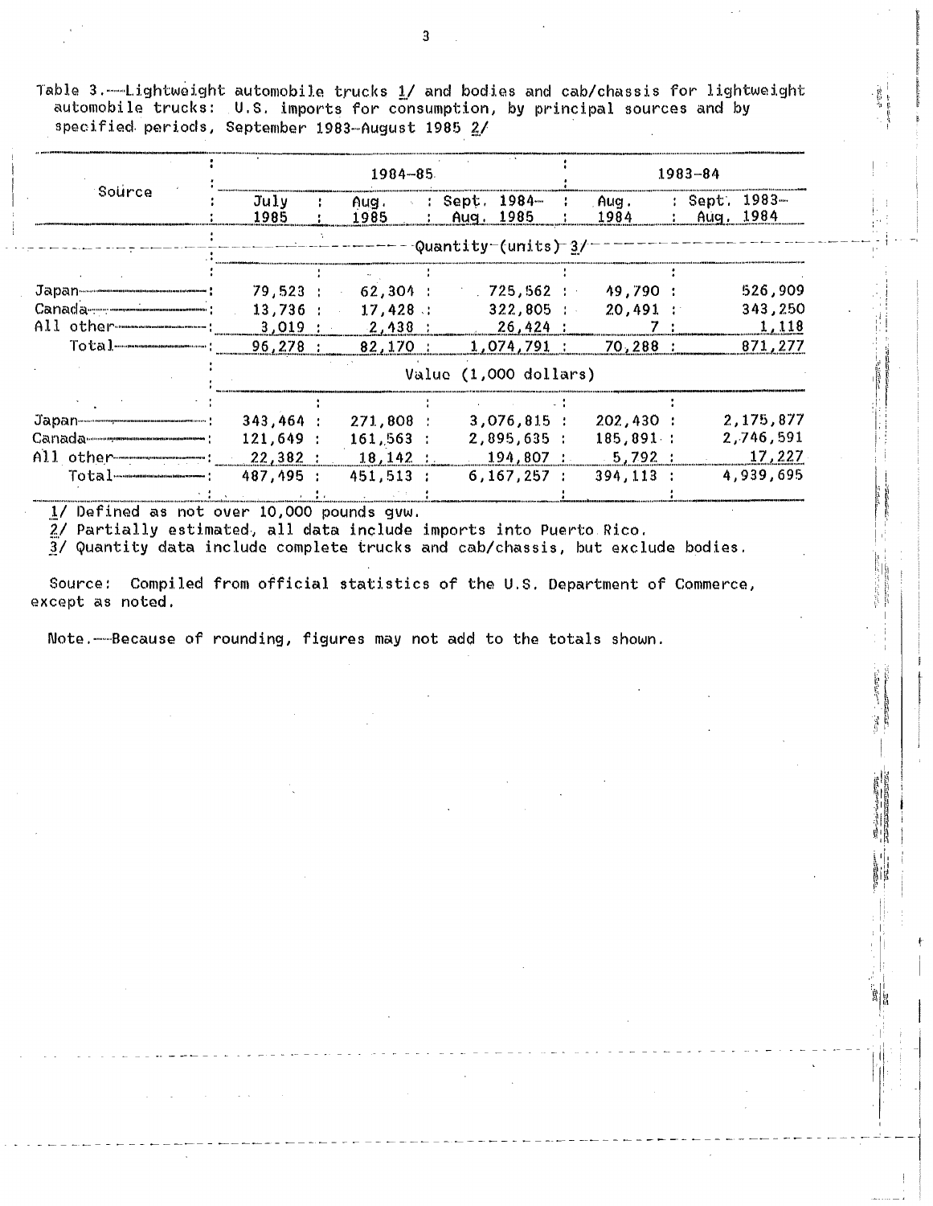Table 3.—Lightweight automobile trucks 1/ and bodies and cab/chassis for lightweight automobile trucks: U.S. imports for consumption, by principal sources and by specified periods, September 1983–August 1985 2/

| Source | 1984–85 | | | 1983–84 | |
|---|---|---|---|---|---|
| | July 1985 | Aug. 1985 | Sept. 1984–Aug. 1985 | Aug. 1984 | Sept. 1983–Aug. 1984 |
| | Quantity (units) 3/ | | | | |
| Japan | 79,523 | 62,304 | 725,562 | 49,790 | 526,909 |
| Canada | 13,736 | 17,428 | 322,805 | 20,491 | 343,250 |
| All other | 3,019 | 2,438 | 26,424 | 7 | 1,118 |
| Total | 96,278 | 82,170 | 1,074,791 | 70,288 | 871,277 |
| | Value (1,000 dollars) | | | | |
| Japan | 343,464 | 271,808 | 3,076,815 | 202,430 | 2,175,877 |
| Canada | 121,649 | 161,563 | 2,895,635 | 185,891 | 2,746,591 |
| All other | 22,382 | 18,142 | 194,807 | 5,792 | 17,227 |
| Total | 487,495 | 451,513 | 6,167,257 | 394,113 | 4,939,695 |

1/ Defined as not over 10,000 pounds gvw.
2/ Partially estimated, all data include imports into Puerto Rico.
3/ Quantity data include complete trucks and cab/chassis, but exclude bodies.

Source: Compiled from official statistics of the U.S. Department of Commerce, except as noted.

Note.—Because of rounding, figures may not add to the totals shown.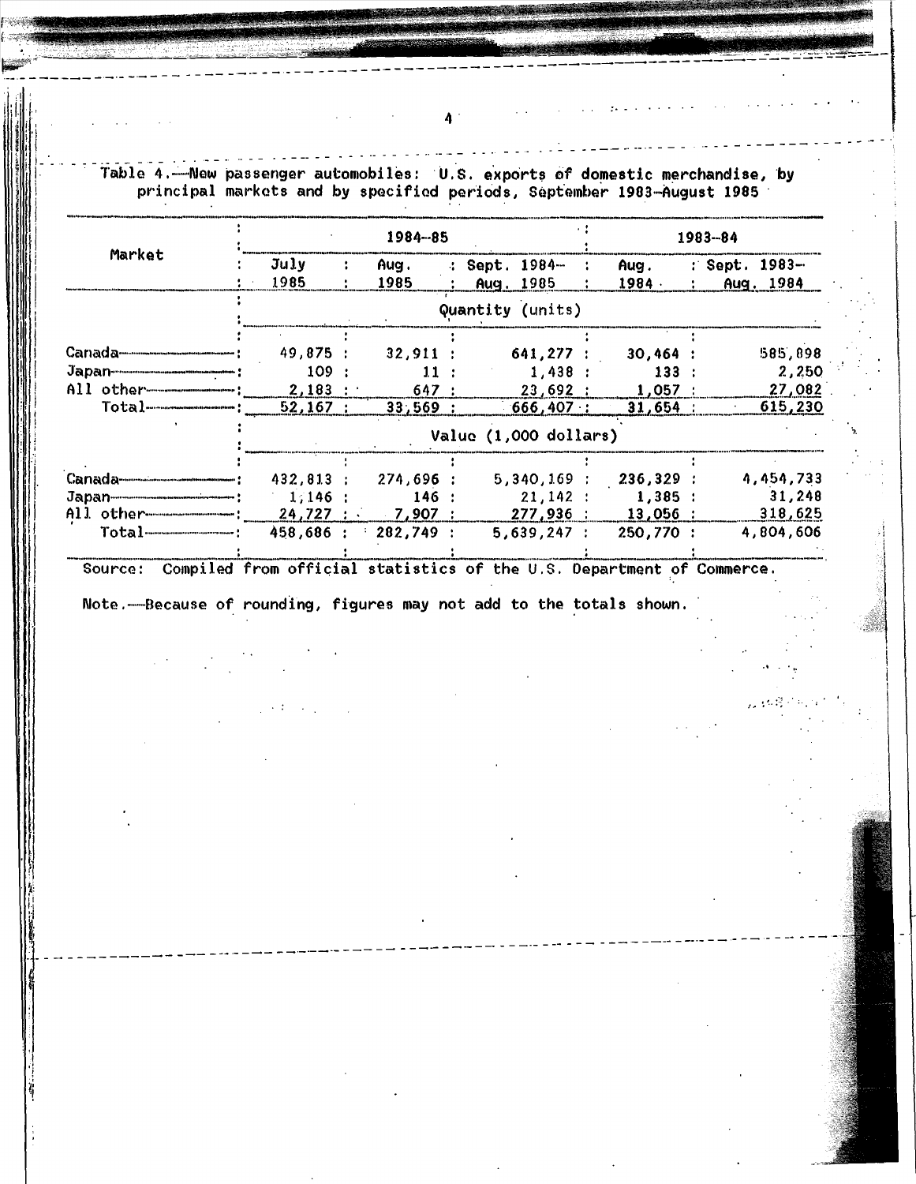Table 4.—New passenger automobiles: U.S. exports of domestic merchandise, by principal markets and by specified periods, September 1983–August 1985

| Market | 1984–85 | | | 1983–84 | |
|---|---|---|---|---|---|
| | July 1985 | Aug. 1985 | Sept. 1984–Aug. 1985 | Aug. 1984 | Sept. 1983–Aug. 1984 |
| | Quantity (units) | | | | |
| Canada | 49,875 | 32,911 | 641,277 | 30,464 | 585,898 |
| Japan | 109 | 11 | 1,438 | 133 | 2,250 |
| All other | 2,183 | 647 | 23,692 | 1,057 | 27,082 |
| Total | 52,167 | 33,569 | 666,407 | 31,654 | 615,230 |
| | Value (1,000 dollars) | | | | |
| Canada | 432,813 | 274,696 | 5,340,169 | 236,329 | 4,454,733 |
| Japan | 1,146 | 146 | 21,142 | 1,385 | 31,248 |
| All other | 24,727 | 7,907 | 277,936 | 13,056 | 318,625 |
| Total | 458,686 | 282,749 | 5,639,247 | 250,770 | 4,804,606 |

Source: Compiled from official statistics of the U.S. Department of Commerce.

Note.—Because of rounding, figures may not add to the totals shown.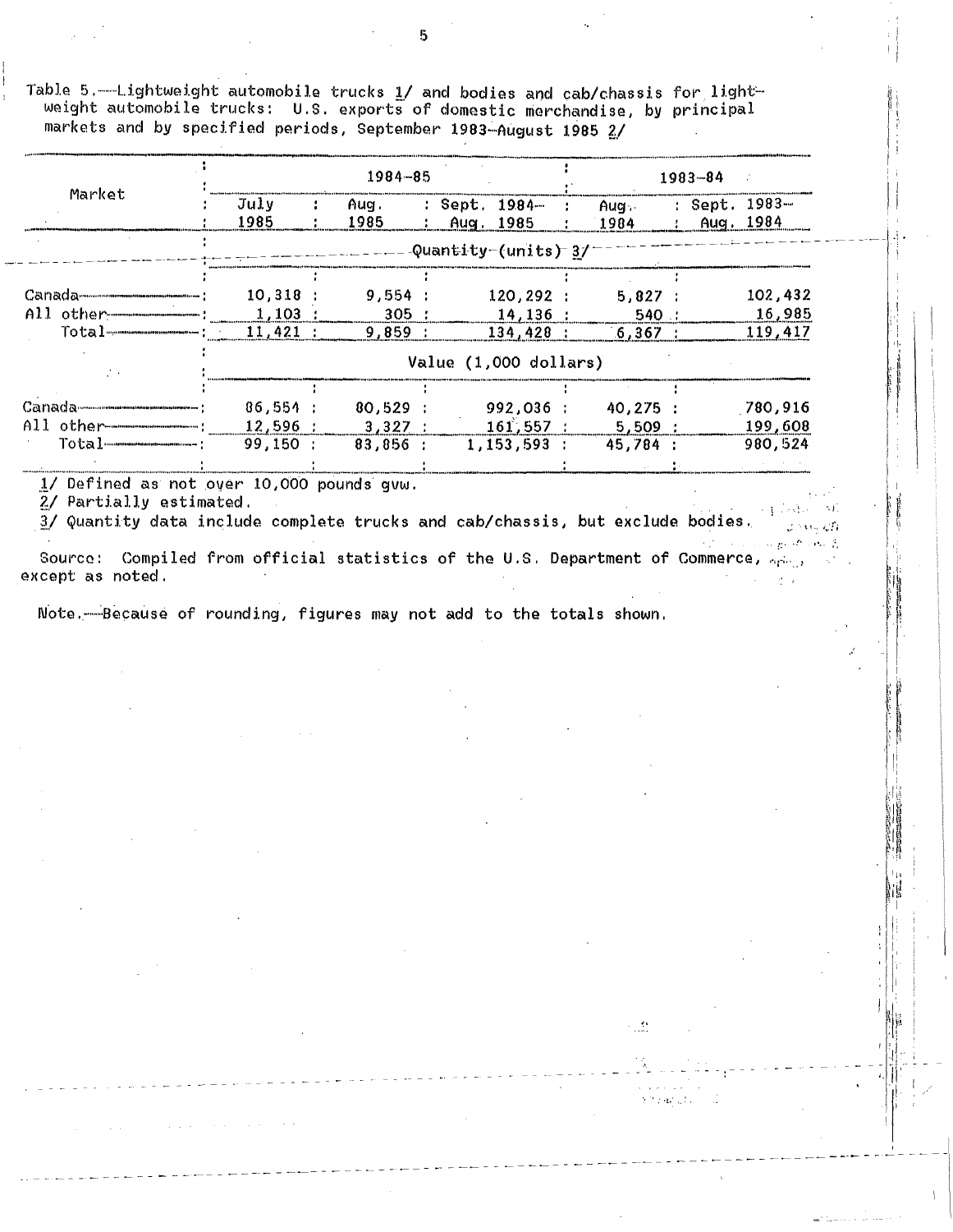Table 5.—Lightweight automobile trucks 1/ and bodies and cab/chassis for lightweight automobile trucks: U.S. exports of domestic merchandise, by principal markets and by specified periods, September 1983–August 1985 2/

| Market | 1984-85 | | | 1983-84 | |
|---|---|---|---|---|---|
| | July 1985 | Aug. 1985 | Sept. 1984–Aug. 1985 | Aug. 1984 | Sept. 1983–Aug. 1984 |
| | Quantity (units) 3/ | | | | |
| Canada | 10,318 | 9,554 | 120,292 | 5,827 | 102,432 |
| All other | 1,103 | 305 | 14,136 | 540 | 16,985 |
| Total | 11,421 | 9,859 | 134,428 | 6,367 | 119,417 |
| | Value (1,000 dollars) | | | | |
| Canada | 86,554 | 80,529 | 992,036 | 40,275 | 780,916 |
| All other | 12,596 | 3,327 | 161,557 | 5,509 | 199,608 |
| Total | 99,150 | 83,856 | 1,153,593 | 45,784 | 980,524 |

1/ Defined as not over 10,000 pounds gvw.
2/ Partially estimated.
3/ Quantity data include complete trucks and cab/chassis, but exclude bodies.

Source: Compiled from official statistics of the U.S. Department of Commerce, except as noted.

Note.—Because of rounding, figures may not add to the totals shown.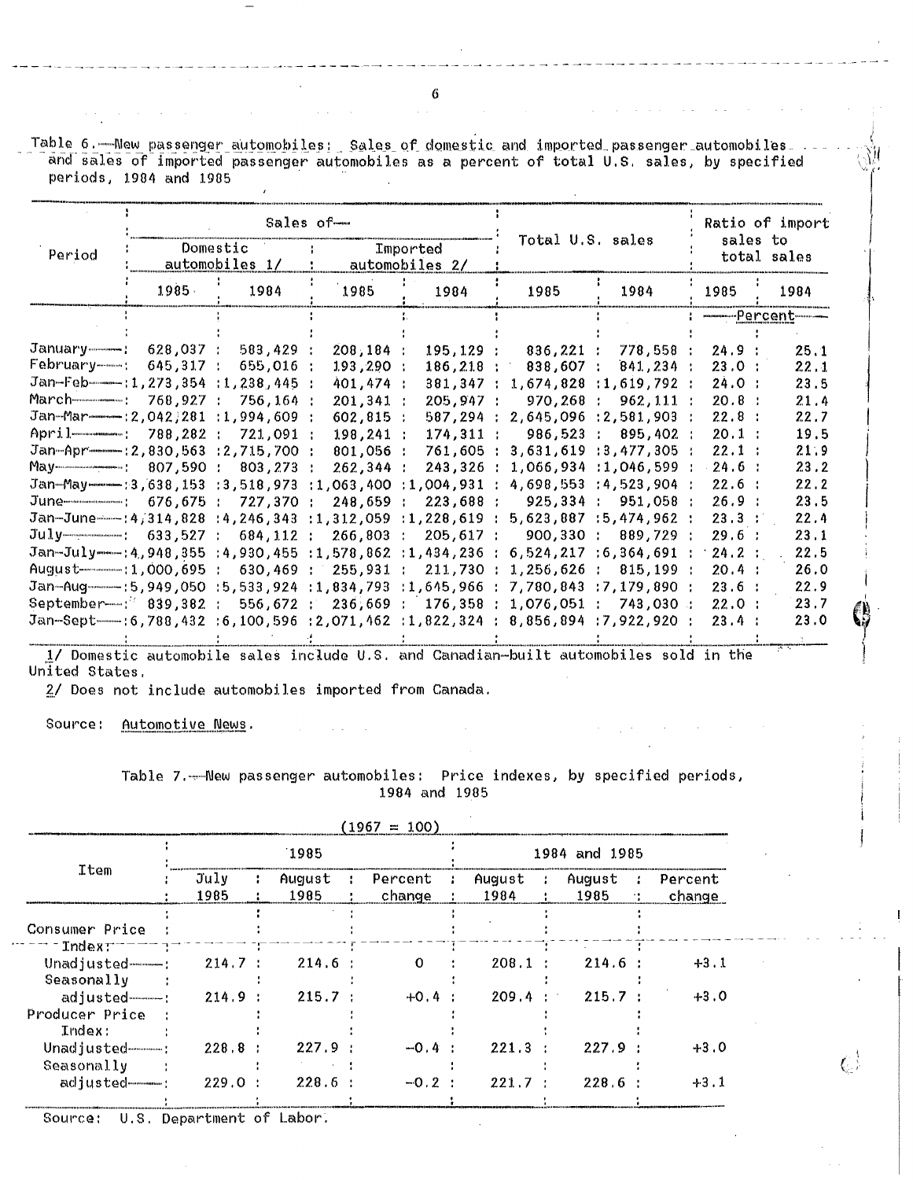Table 6.—New passenger automobiles: Sales of domestic and imported passenger automobiles and sales of imported passenger automobiles as a percent of total U.S. sales, by specified periods, 1984 and 1985

| Period | Sales of— Domestic automobiles 1/ | | Sales of— Imported automobiles 2/ | | Total U.S. sales | | Ratio of import sales to total sales | |
|---|---|---|---|---|---|---|---|---|
| | 1985 | 1984 | 1985 | 1984 | 1985 | 1984 | 1985 | 1984 |
| | | | | | | | Percent | |
| January | 628,037 | 583,429 | 208,184 | 195,129 | 836,221 | 778,558 | 24.9 | 25.1 |
| February | 645,317 | 655,016 | 193,290 | 186,218 | 838,607 | 841,234 | 23.0 | 22.1 |
| Jan-Feb | 1,273,354 | 1,238,445 | 401,474 | 381,347 | 1,674,828 | 1,619,792 | 24.0 | 23.5 |
| March | 768,927 | 756,164 | 201,341 | 205,947 | 970,268 | 962,111 | 20.8 | 21.4 |
| Jan-Mar | 2,042,281 | 1,994,609 | 602,815 | 587,294 | 2,645,096 | 2,581,903 | 22.8 | 22.7 |
| April | 788,282 | 721,091 | 198,241 | 174,311 | 986,523 | 895,402 | 20.1 | 19.5 |
| Jan-Apr | 2,830,563 | 2,715,700 | 801,056 | 761,605 | 3,631,619 | 3,477,305 | 22.1 | 21.9 |
| May | 807,590 | 803,273 | 262,344 | 243,326 | 1,066,934 | 1,046,599 | 24.6 | 23.2 |
| Jan-May | 3,638,153 | 3,518,973 | 1,063,400 | 1,004,931 | 4,698,553 | 4,523,904 | 22.6 | 22.2 |
| June | 676,675 | 727,370 | 248,659 | 223,688 | 925,334 | 951,058 | 26.9 | 23.5 |
| Jan-June | 4,314,828 | 4,246,343 | 1,312,059 | 1,228,619 | 5,623,887 | 5,474,962 | 23.3 | 22.4 |
| July | 633,527 | 684,112 | 266,803 | 205,617 | 900,330 | 889,729 | 29.6 | 23.1 |
| Jan-July | 4,948,355 | 4,930,455 | 1,578,862 | 1,434,236 | 6,524,217 | 6,364,691 | 24.2 | 22.5 |
| August | 1,000,695 | 630,469 | 255,931 | 211,730 | 1,256,626 | 815,199 | 20.4 | 26.0 |
| Jan-Aug | 5,949,050 | 5,533,924 | 1,834,793 | 1,645,966 | 7,780,843 | 7,179,890 | 23.6 | 22.9 |
| September | 839,382 | 556,672 | 236,669 | 176,358 | 1,076,051 | 743,030 | 22.0 | 23.7 |
| Jan-Sept | 6,788,432 | 6,100,596 | 2,071,462 | 1,822,324 | 8,856,894 | 7,922,920 | 23.4 | 23.0 |

1/ Domestic automobile sales include U.S. and Canadian-built automobiles sold in the United States.

2/ Does not include automobiles imported from Canada.

Source: Automotive News.

Table 7.—New passenger automobiles: Price indexes, by specified periods, 1984 and 1985

(1967 = 100)

| Item | 1985 July 1985 | 1985 August 1985 | 1985 Percent change | 1984 and 1985 August 1984 | 1984 and 1985 August 1985 | 1984 and 1985 Percent change |
|---|---|---|---|---|---|---|
| Consumer Price Index: | | | | | | |
| Unadjusted | 214.7 | 214.6 | 0 | 208.1 | 214.6 | +3.1 |
| Seasonally adjusted | 214.9 | 215.7 | +0.4 | 209.4 | 215.7 | +3.0 |
| Producer Price Index: | | | | | | |
| Unadjusted | 228.8 | 227.9 | -0.4 | 221.3 | 227.9 | +3.0 |
| Seasonally adjusted | 229.0 | 228.6 | -0.2 | 221.7 | 228.6 | +3.1 |

Source: U.S. Department of Labor.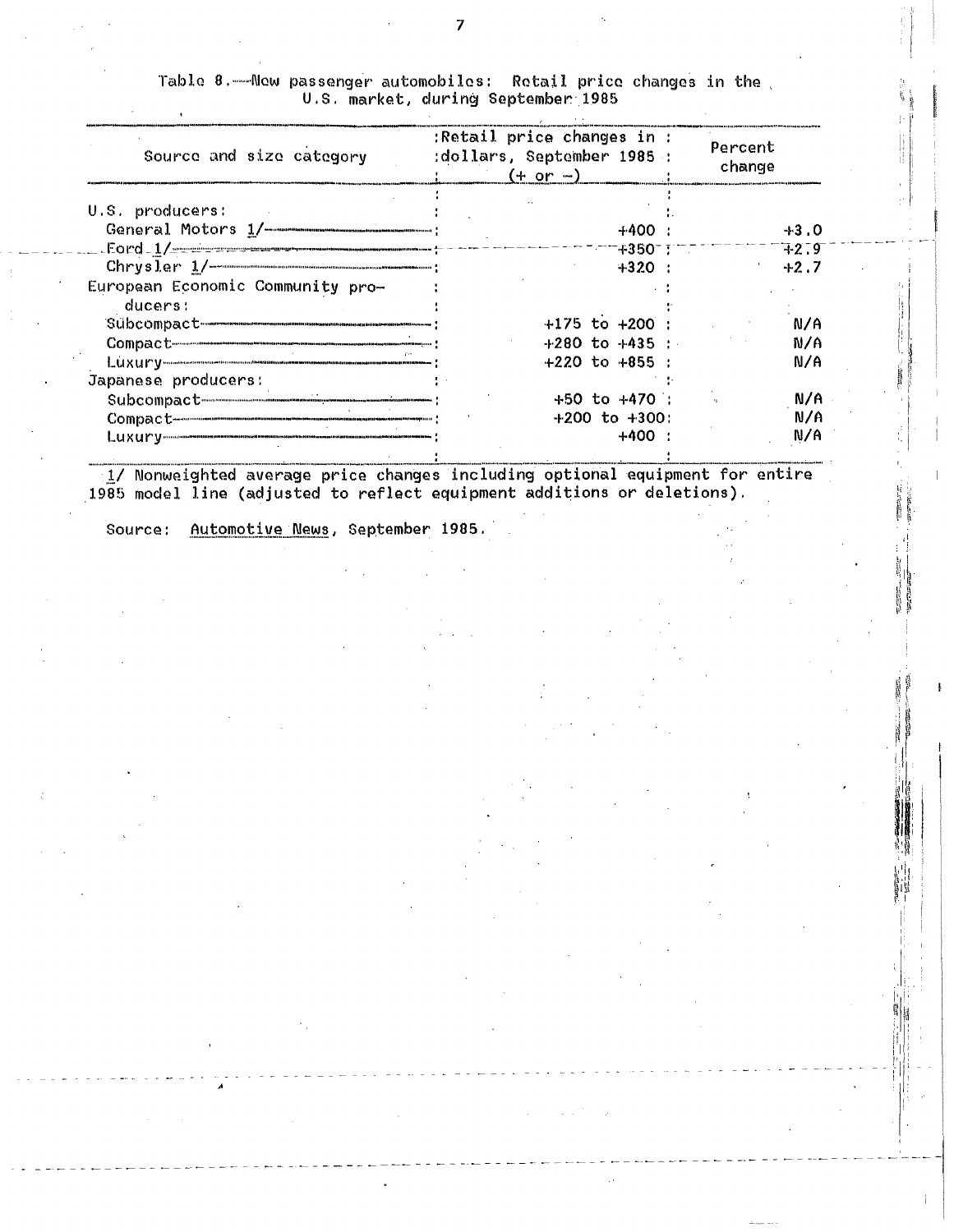Table 8.—New passenger automobiles: Retail price changes in the U.S. market, during September 1985

| Source and size category | Retail price changes in dollars, September 1985 (+ or –) | Percent change |
|---|---|---|
| U.S. producers: | | |
| General Motors 1/ | +400 | +3.0 |
| Ford 1/ | +350 | +2.9 |
| Chrysler 1/ | +320 | +2.7 |
| European Economic Community producers: | | |
| Subcompact | +175 to +200 | N/A |
| Compact | +280 to +435 | N/A |
| Luxury | +220 to +855 | N/A |
| Japanese producers: | | |
| Subcompact | +50 to +470 | N/A |
| Compact | +200 to +300 | N/A |
| Luxury | +400 | N/A |

1/ Nonweighted average price changes including optional equipment for entire 1985 model line (adjusted to reflect equipment additions or deletions).

Source: Automotive News, September 1985.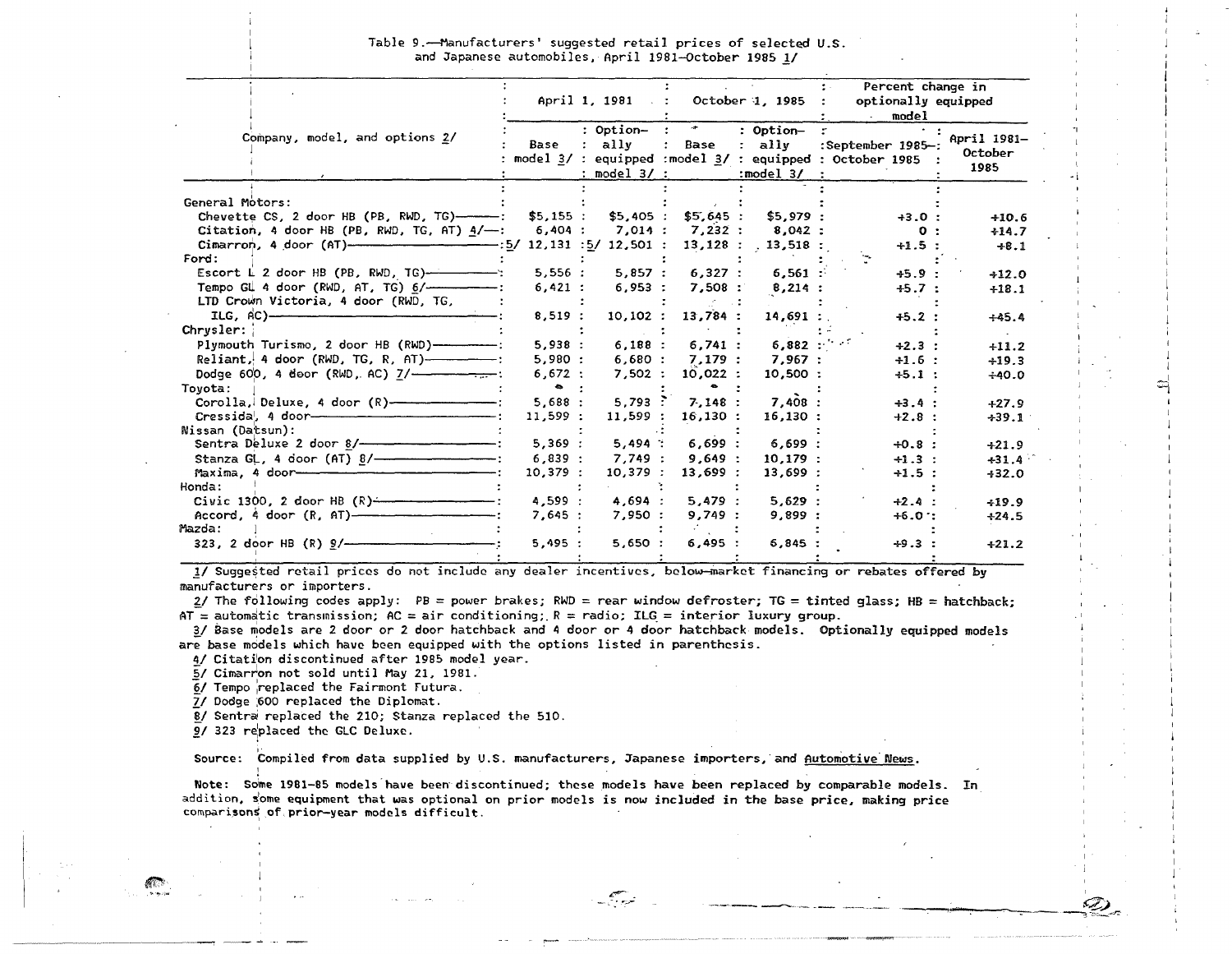Table 9.—Manufacturers' suggested retail prices of selected U.S. and Japanese automobiles, April 1981–October 1985 1/

| Company, model, and options 2/ | April 1, 1981 | | October 1, 1985 | | Percent change in optionally equipped model | |
|---|---|---|---|---|---|---|
| | Base model 3/ | Optionally equipped model 3/ | Base model 3/ | Optionally equipped model 3/ | September 1985–October 1985 | April 1981–October 1985 |
| General Motors: | | | | | | |
| Chevette CS, 2 door HB (PB, RWD, TG) | $5,155 | $5,405 | $5,645 | $5,979 | +3.0 | +10.6 |
| Citation, 4 door HB (PB, RWD, TG, AT) 4/ | 6,404 | 7,014 | 7,232 | 8,042 | 0 | +14.7 |
| Cimarron, 4 door (AT) | 5/ 12,131 | 5/ 12,501 | 13,128 | 13,518 | +1.5 | +8.1 |
| Ford: | | | | | | |
| Escort L 2 door HB (PB, RWD, TG) | 5,556 | 5,857 | 6,327 | 6,561 | +5.9 | +12.0 |
| Tempo GL 4 door (RWD, AT, TG) 6/ | 6,421 | 6,953 | 7,508 | 8,214 | +5.7 | +18.1 |
| LTD Crown Victoria, 4 door (RWD, TG, ILG, AC) | 8,519 | 10,102 | 13,784 | 14,691 | +5.2 | +45.4 |
| Chrysler: | | | | | | |
| Plymouth Turismo, 2 door HB (RWD) | 5,938 | 6,188 | 6,741 | 6,882 | +2.3 | +11.2 |
| Reliant, 4 door (RWD, TG, R, AT) | 5,980 | 6,680 | 7,179 | 7,967 | +1.6 | +19.3 |
| Dodge 600, 4 door (RWD, AC) 7/ | 6,672 | 7,502 | 10,022 | 10,500 | +5.1 | +40.0 |
| Toyota: | | | | | | |
| Corolla, Deluxe, 4 door (R) | 5,688 | 5,793 | 7,148 | 7,408 | +3.4 | +27.9 |
| Cressida, 4 door | 11,599 | 11,599 | 16,130 | 16,130 | +2.8 | +39.1 |
| Nissan (Datsun): | | | | | | |
| Sentra Deluxe 2 door 8/ | 5,369 | 5,494 | 6,699 | 6,699 | +0.8 | +21.9 |
| Stanza GL, 4 door (AT) 8/ | 6,839 | 7,749 | 9,649 | 10,179 | +1.3 | +31.4 |
| Maxima, 4 door | 10,379 | 10,379 | 13,699 | 13,699 | +1.5 | +32.0 |
| Honda: | | | | | | |
| Civic 1300, 2 door HB (R) | 4,599 | 4,694 | 5,479 | 5,629 | +2.4 | +19.9 |
| Accord, 4 door (R, AT) | 7,645 | 7,950 | 9,749 | 9,899 | +6.0 | +24.5 |
| Mazda: | | | | | | |
| 323, 2 door HB (R) 9/ | 5,495 | 5,650 | 6,495 | 6,845 | +9.3 | +21.2 |

1/ Suggested retail prices do not include any dealer incentives, below-market financing or rebates offered by manufacturers or importers.

2/ The following codes apply: PB = power brakes; RWD = rear window defroster; TG = tinted glass; HB = hatchback; AT = automatic transmission; AC = air conditioning; R = radio; ILG = interior luxury group.

3/ Base models are 2 door or 2 door hatchback and 4 door or 4 door hatchback models. Optionally equipped models are base models which have been equipped with the options listed in parenthesis.

4/ Citation discontinued after 1985 model year.

5/ Cimarron not sold until May 21, 1981.

6/ Tempo replaced the Fairmont Futura.

7/ Dodge 600 replaced the Diplomat.

8/ Sentra replaced the 210; Stanza replaced the 510.

9/ 323 replaced the GLC Deluxe.

Source: Compiled from data supplied by U.S. manufacturers, Japanese importers, and Automotive News.

Note: Some 1981-85 models have been discontinued; these models have been replaced by comparable models. In addition, some equipment that was optional on prior models is now included in the base price, making price comparisons of prior-year models difficult.